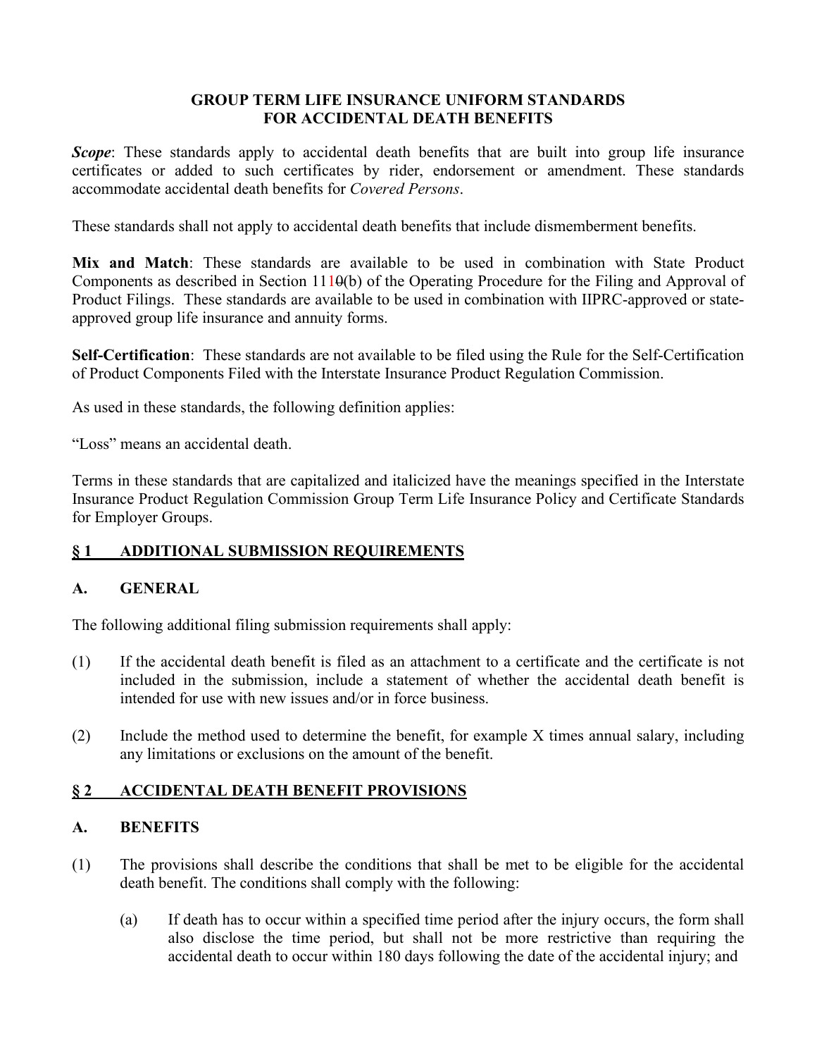# GROUP TERM LIFE INSURANCE UNIFORM STANDARDS FOR ACCIDENTAL DEATH BENEFITS

***Scope***: These standards apply to accidental death benefits that are built into group life insurance certificates or added to such certificates by rider, endorsement or amendment. These standards accommodate accidental death benefits for *Covered Persons*.

These standards shall not apply to accidental death benefits that include dismemberment benefits.

**Mix and Match**: These standards are available to be used in combination with State Product Components as described in Section 11~~0~~1(b) of the Operating Procedure for the Filing and Approval of Product Filings. These standards are available to be used in combination with IIPRC-approved or state-approved group life insurance and annuity forms.

**Self-Certification**: These standards are not available to be filed using the Rule for the Self-Certification of Product Components Filed with the Interstate Insurance Product Regulation Commission.

As used in these standards, the following definition applies:

"Loss" means an accidental death.

Terms in these standards that are capitalized and italicized have the meanings specified in the Interstate Insurance Product Regulation Commission Group Term Life Insurance Policy and Certificate Standards for Employer Groups.

## § 1 ADDITIONAL SUBMISSION REQUIREMENTS

### A. GENERAL

The following additional filing submission requirements shall apply:

(1) If the accidental death benefit is filed as an attachment to a certificate and the certificate is not included in the submission, include a statement of whether the accidental death benefit is intended for use with new issues and/or in force business.

(2) Include the method used to determine the benefit, for example X times annual salary, including any limitations or exclusions on the amount of the benefit.

## § 2 ACCIDENTAL DEATH BENEFIT PROVISIONS

### A. BENEFITS

(1) The provisions shall describe the conditions that shall be met to be eligible for the accidental death benefit. The conditions shall comply with the following:

   (a) If death has to occur within a specified time period after the injury occurs, the form shall also disclose the time period, but shall not be more restrictive than requiring the accidental death to occur within 180 days following the date of the accidental injury; and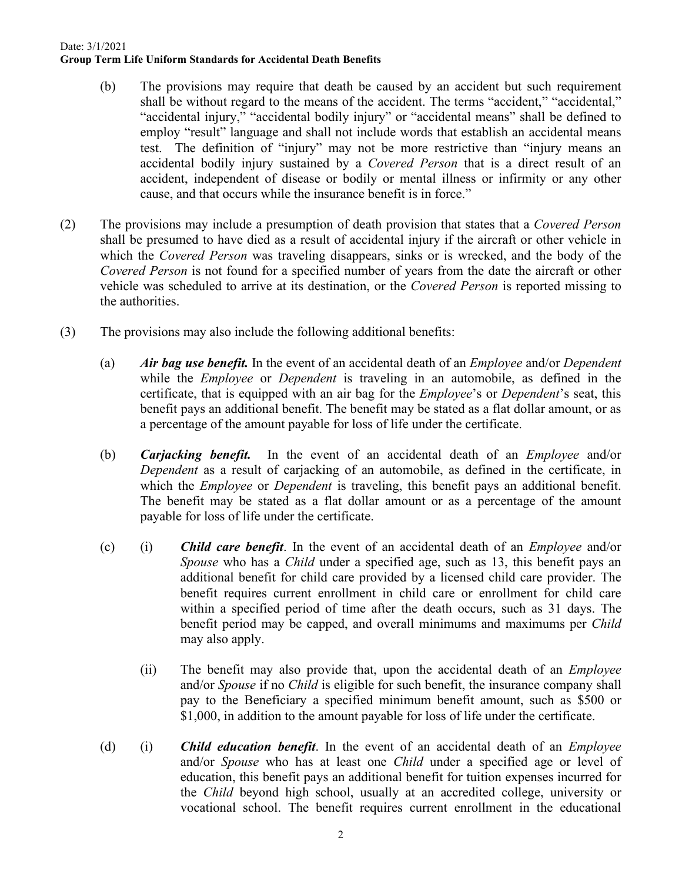(b) The provisions may require that death be caused by an accident but such requirement shall be without regard to the means of the accident. The terms "accident," "accidental," "accidental injury," "accidental bodily injury" or "accidental means" shall be defined to employ "result" language and shall not include words that establish an accidental means test. The definition of "injury" may not be more restrictive than "injury means an accidental bodily injury sustained by a *Covered Person* that is a direct result of an accident, independent of disease or bodily or mental illness or infirmity or any other cause, and that occurs while the insurance benefit is in force."

(2) The provisions may include a presumption of death provision that states that a *Covered Person* shall be presumed to have died as a result of accidental injury if the aircraft or other vehicle in which the *Covered Person* was traveling disappears, sinks or is wrecked, and the body of the *Covered Person* is not found for a specified number of years from the date the aircraft or other vehicle was scheduled to arrive at its destination, or the *Covered Person* is reported missing to the authorities.

(3) The provisions may also include the following additional benefits:

(a) ***Air bag use benefit.*** In the event of an accidental death of an *Employee* and/or *Dependent* while the *Employee* or *Dependent* is traveling in an automobile, as defined in the certificate, that is equipped with an air bag for the *Employee*'s or *Dependent*'s seat, this benefit pays an additional benefit. The benefit may be stated as a flat dollar amount, or as a percentage of the amount payable for loss of life under the certificate.

(b) ***Carjacking benefit.*** In the event of an accidental death of an *Employee* and/or *Dependent* as a result of carjacking of an automobile, as defined in the certificate, in which the *Employee* or *Dependent* is traveling, this benefit pays an additional benefit. The benefit may be stated as a flat dollar amount or as a percentage of the amount payable for loss of life under the certificate.

(c) (i) ***Child care benefit***. In the event of an accidental death of an *Employee* and/or *Spouse* who has a *Child* under a specified age, such as 13, this benefit pays an additional benefit for child care provided by a licensed child care provider. The benefit requires current enrollment in child care or enrollment for child care within a specified period of time after the death occurs, such as 31 days. The benefit period may be capped, and overall minimums and maximums per *Child* may also apply.

(ii) The benefit may also provide that, upon the accidental death of an *Employee* and/or *Spouse* if no *Child* is eligible for such benefit, the insurance company shall pay to the Beneficiary a specified minimum benefit amount, such as $500 or $1,000, in addition to the amount payable for loss of life under the certificate.

(d) (i) ***Child education benefit***. In the event of an accidental death of an *Employee* and/or *Spouse* who has at least one *Child* under a specified age or level of education, this benefit pays an additional benefit for tuition expenses incurred for the *Child* beyond high school, usually at an accredited college, university or vocational school. The benefit requires current enrollment in the educational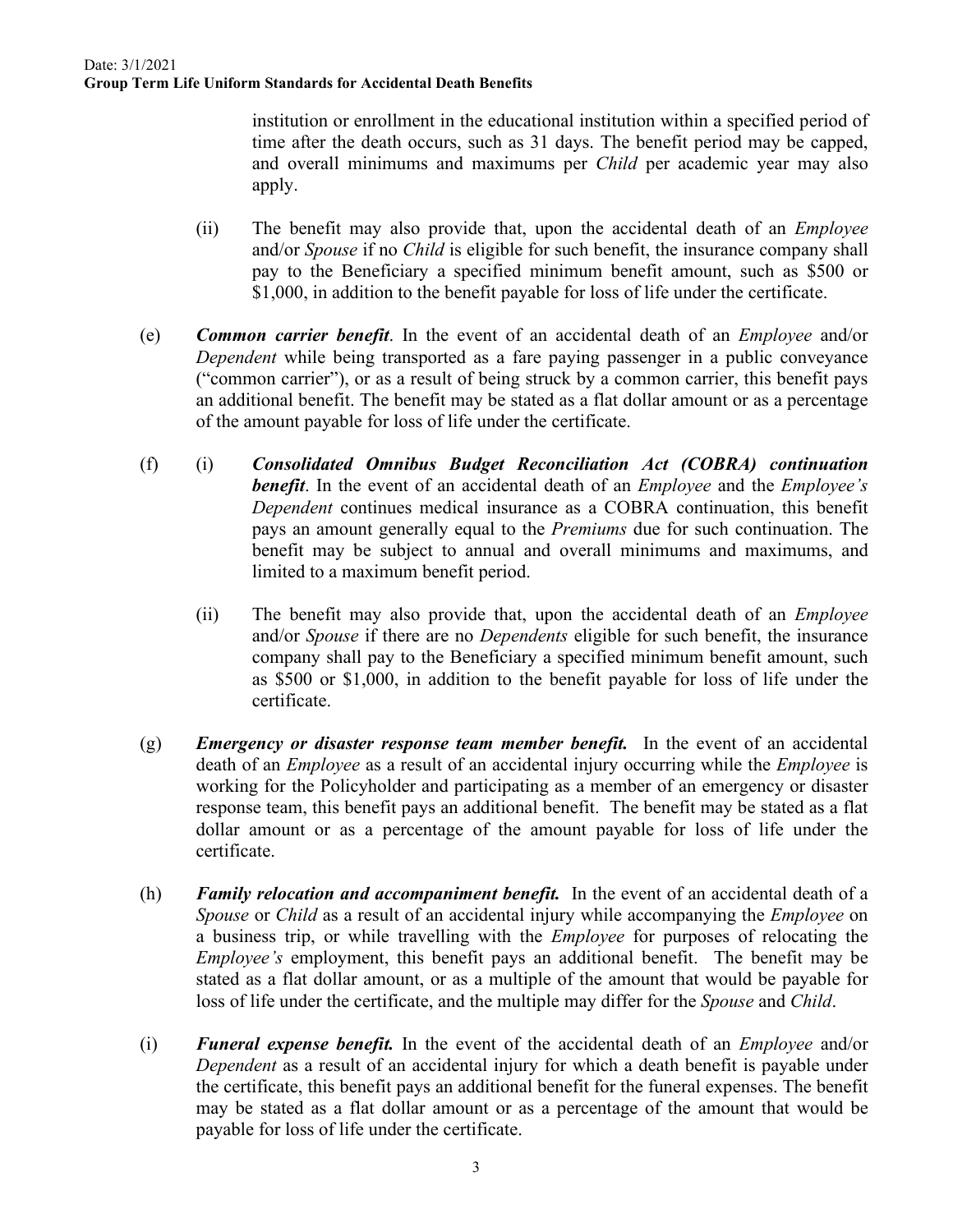institution or enrollment in the educational institution within a specified period of time after the death occurs, such as 31 days. The benefit period may be capped, and overall minimums and maximums per *Child* per academic year may also apply.

(ii) The benefit may also provide that, upon the accidental death of an *Employee* and/or *Spouse* if no *Child* is eligible for such benefit, the insurance company shall pay to the Beneficiary a specified minimum benefit amount, such as $500 or $1,000, in addition to the benefit payable for loss of life under the certificate.

(e) ***Common carrier benefit***. In the event of an accidental death of an *Employee* and/or *Dependent* while being transported as a fare paying passenger in a public conveyance ("common carrier"), or as a result of being struck by a common carrier, this benefit pays an additional benefit. The benefit may be stated as a flat dollar amount or as a percentage of the amount payable for loss of life under the certificate.

(f) (i) ***Consolidated Omnibus Budget Reconciliation Act (COBRA) continuation benefit***. In the event of an accidental death of an *Employee* and the *Employee's Dependent* continues medical insurance as a COBRA continuation, this benefit pays an amount generally equal to the *Premiums* due for such continuation. The benefit may be subject to annual and overall minimums and maximums, and limited to a maximum benefit period.

(ii) The benefit may also provide that, upon the accidental death of an *Employee* and/or *Spouse* if there are no *Dependents* eligible for such benefit, the insurance company shall pay to the Beneficiary a specified minimum benefit amount, such as $500 or $1,000, in addition to the benefit payable for loss of life under the certificate.

(g) ***Emergency or disaster response team member benefit.*** In the event of an accidental death of an *Employee* as a result of an accidental injury occurring while the *Employee* is working for the Policyholder and participating as a member of an emergency or disaster response team, this benefit pays an additional benefit. The benefit may be stated as a flat dollar amount or as a percentage of the amount payable for loss of life under the certificate.

(h) ***Family relocation and accompaniment benefit.*** In the event of an accidental death of a *Spouse* or *Child* as a result of an accidental injury while accompanying the *Employee* on a business trip, or while travelling with the *Employee* for purposes of relocating the *Employee's* employment, this benefit pays an additional benefit. The benefit may be stated as a flat dollar amount, or as a multiple of the amount that would be payable for loss of life under the certificate, and the multiple may differ for the *Spouse* and *Child*.

(i) ***Funeral expense benefit.*** In the event of the accidental death of an *Employee* and/or *Dependent* as a result of an accidental injury for which a death benefit is payable under the certificate, this benefit pays an additional benefit for the funeral expenses. The benefit may be stated as a flat dollar amount or as a percentage of the amount that would be payable for loss of life under the certificate.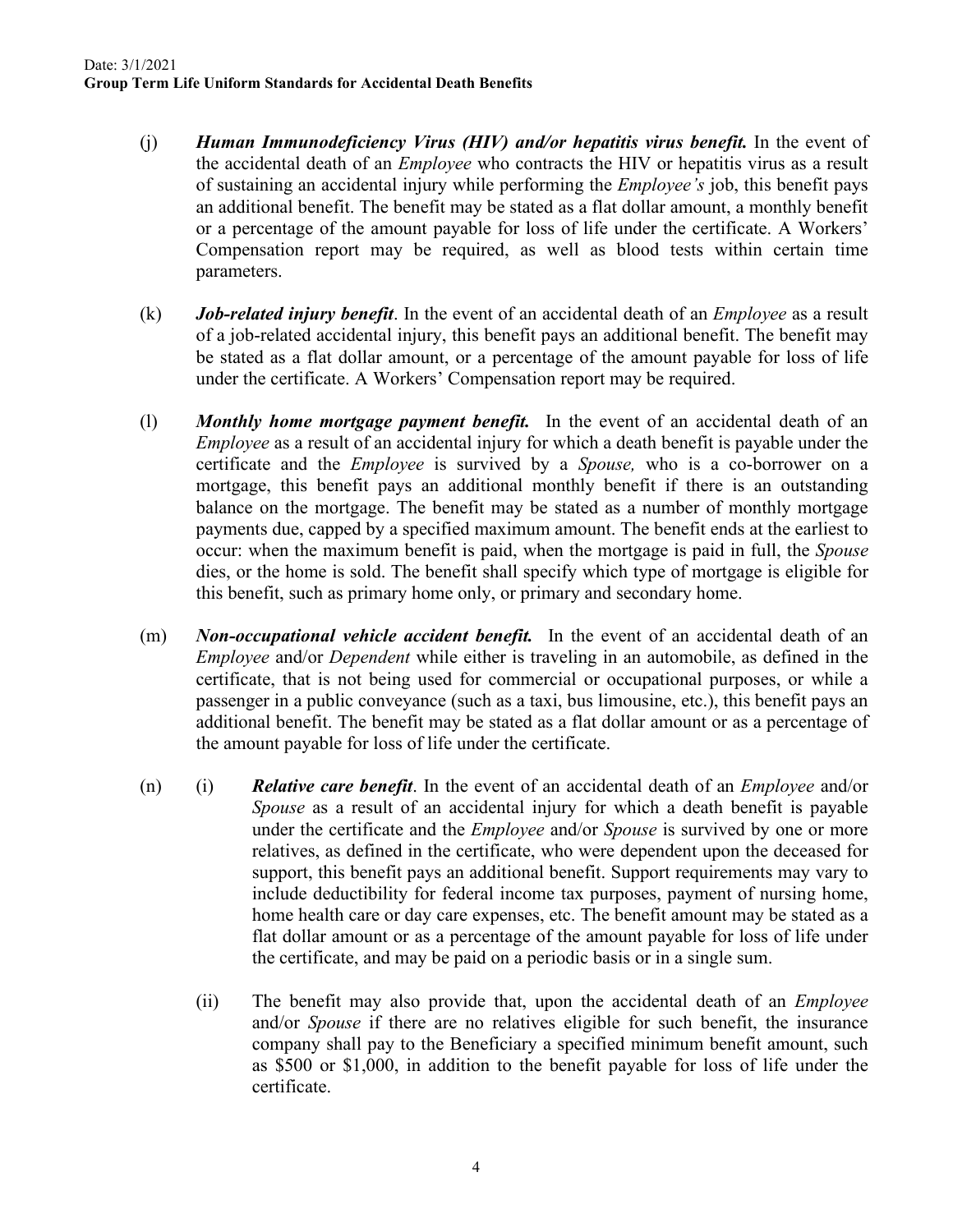(j) ***Human Immunodeficiency Virus (HIV) and/or hepatitis virus benefit.*** In the event of the accidental death of an *Employee* who contracts the HIV or hepatitis virus as a result of sustaining an accidental injury while performing the *Employee's* job, this benefit pays an additional benefit. The benefit may be stated as a flat dollar amount, a monthly benefit or a percentage of the amount payable for loss of life under the certificate. A Workers' Compensation report may be required, as well as blood tests within certain time parameters.

(k) ***Job-related injury benefit***. In the event of an accidental death of an *Employee* as a result of a job-related accidental injury, this benefit pays an additional benefit. The benefit may be stated as a flat dollar amount, or a percentage of the amount payable for loss of life under the certificate. A Workers' Compensation report may be required.

(l) ***Monthly home mortgage payment benefit.*** In the event of an accidental death of an *Employee* as a result of an accidental injury for which a death benefit is payable under the certificate and the *Employee* is survived by a *Spouse,* who is a co-borrower on a mortgage, this benefit pays an additional monthly benefit if there is an outstanding balance on the mortgage. The benefit may be stated as a number of monthly mortgage payments due, capped by a specified maximum amount. The benefit ends at the earliest to occur: when the maximum benefit is paid, when the mortgage is paid in full, the *Spouse* dies, or the home is sold. The benefit shall specify which type of mortgage is eligible for this benefit, such as primary home only, or primary and secondary home.

(m) ***Non-occupational vehicle accident benefit.*** In the event of an accidental death of an *Employee* and/or *Dependent* while either is traveling in an automobile, as defined in the certificate, that is not being used for commercial or occupational purposes, or while a passenger in a public conveyance (such as a taxi, bus limousine, etc.), this benefit pays an additional benefit. The benefit may be stated as a flat dollar amount or as a percentage of the amount payable for loss of life under the certificate.

(n) (i) ***Relative care benefit***. In the event of an accidental death of an *Employee* and/or *Spouse* as a result of an accidental injury for which a death benefit is payable under the certificate and the *Employee* and/or *Spouse* is survived by one or more relatives, as defined in the certificate, who were dependent upon the deceased for support, this benefit pays an additional benefit. Support requirements may vary to include deductibility for federal income tax purposes, payment of nursing home, home health care or day care expenses, etc. The benefit amount may be stated as a flat dollar amount or as a percentage of the amount payable for loss of life under the certificate, and may be paid on a periodic basis or in a single sum.

(ii) The benefit may also provide that, upon the accidental death of an *Employee* and/or *Spouse* if there are no relatives eligible for such benefit, the insurance company shall pay to the Beneficiary a specified minimum benefit amount, such as $500 or $1,000, in addition to the benefit payable for loss of life under the certificate.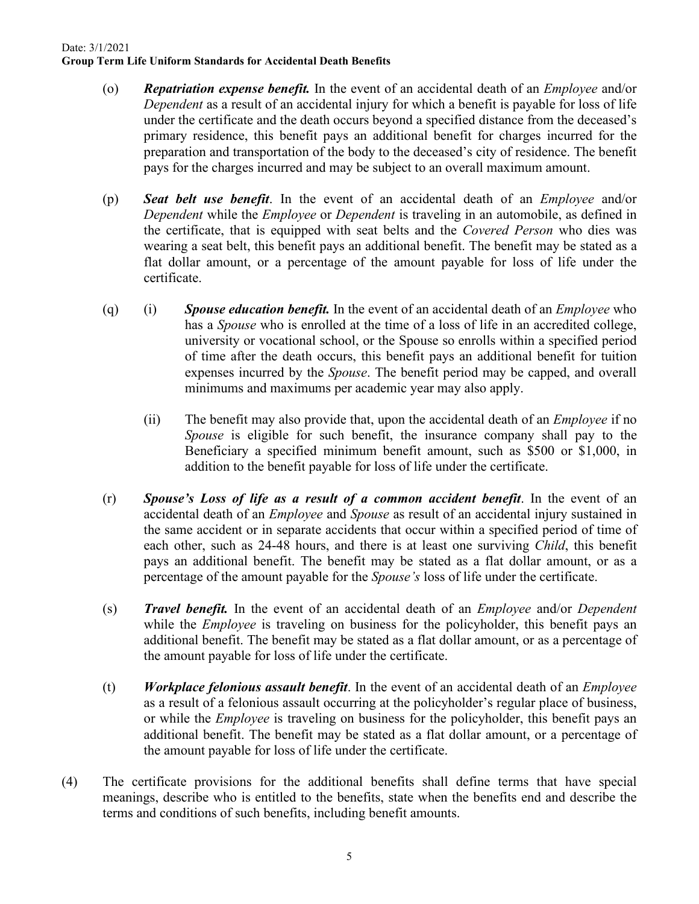(o) ***Repatriation expense benefit.*** In the event of an accidental death of an *Employee* and/or *Dependent* as a result of an accidental injury for which a benefit is payable for loss of life under the certificate and the death occurs beyond a specified distance from the deceased's primary residence, this benefit pays an additional benefit for charges incurred for the preparation and transportation of the body to the deceased's city of residence. The benefit pays for the charges incurred and may be subject to an overall maximum amount.

(p) ***Seat belt use benefit***. In the event of an accidental death of an *Employee* and/or *Dependent* while the *Employee* or *Dependent* is traveling in an automobile, as defined in the certificate, that is equipped with seat belts and the *Covered Person* who dies was wearing a seat belt, this benefit pays an additional benefit. The benefit may be stated as a flat dollar amount, or a percentage of the amount payable for loss of life under the certificate.

(q) (i) ***Spouse education benefit.*** In the event of an accidental death of an *Employee* who has a *Spouse* who is enrolled at the time of a loss of life in an accredited college, university or vocational school, or the Spouse so enrolls within a specified period of time after the death occurs, this benefit pays an additional benefit for tuition expenses incurred by the *Spouse*. The benefit period may be capped, and overall minimums and maximums per academic year may also apply.

(ii) The benefit may also provide that, upon the accidental death of an *Employee* if no *Spouse* is eligible for such benefit, the insurance company shall pay to the Beneficiary a specified minimum benefit amount, such as $500 or $1,000, in addition to the benefit payable for loss of life under the certificate.

(r) ***Spouse's Loss of life as a result of a common accident benefit***. In the event of an accidental death of an *Employee* and *Spouse* as result of an accidental injury sustained in the same accident or in separate accidents that occur within a specified period of time of each other, such as 24-48 hours, and there is at least one surviving *Child*, this benefit pays an additional benefit. The benefit may be stated as a flat dollar amount, or as a percentage of the amount payable for the *Spouse's* loss of life under the certificate.

(s) ***Travel benefit.*** In the event of an accidental death of an *Employee* and/or *Dependent* while the *Employee* is traveling on business for the policyholder, this benefit pays an additional benefit. The benefit may be stated as a flat dollar amount, or as a percentage of the amount payable for loss of life under the certificate.

(t) ***Workplace felonious assault benefit***. In the event of an accidental death of an *Employee* as a result of a felonious assault occurring at the policyholder's regular place of business, or while the *Employee* is traveling on business for the policyholder, this benefit pays an additional benefit. The benefit may be stated as a flat dollar amount, or a percentage of the amount payable for loss of life under the certificate.

(4) The certificate provisions for the additional benefits shall define terms that have special meanings, describe who is entitled to the benefits, state when the benefits end and describe the terms and conditions of such benefits, including benefit amounts.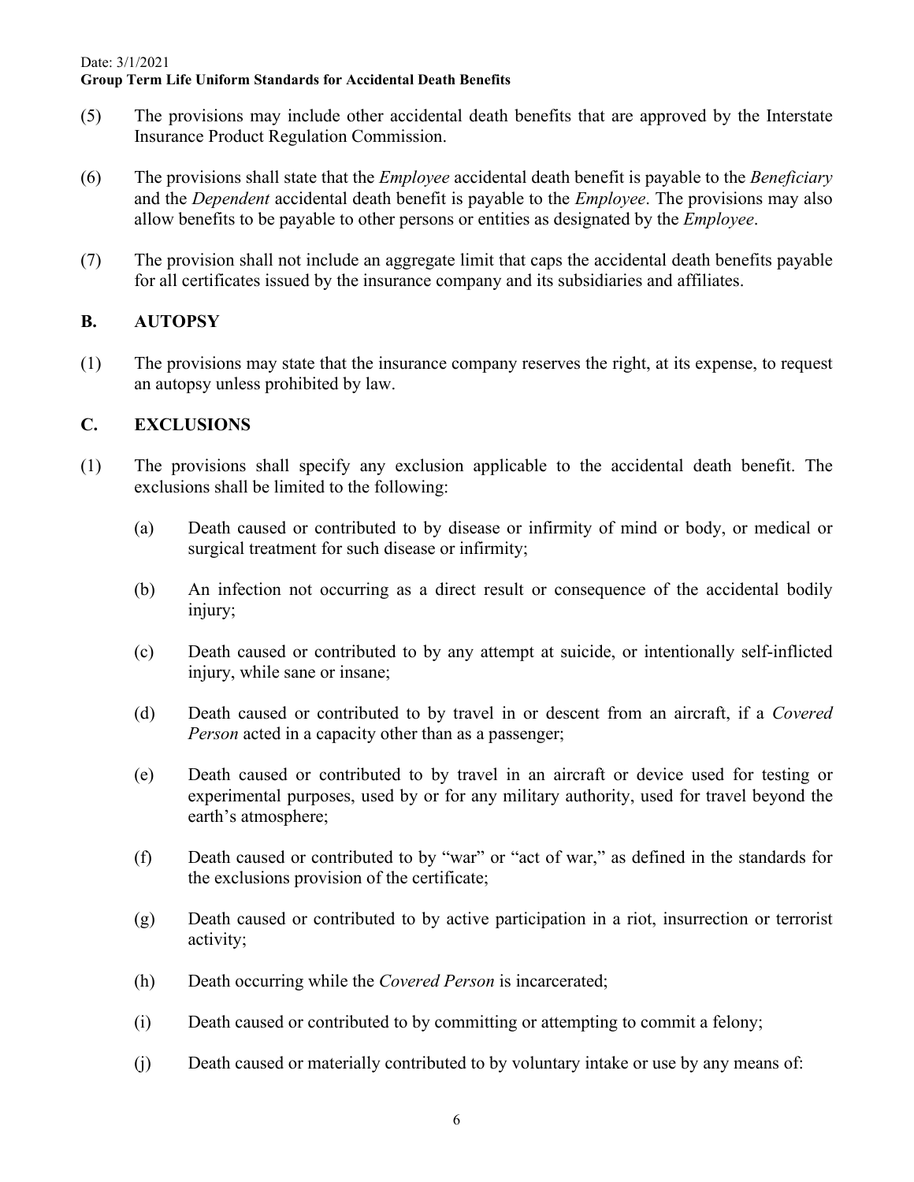(5) The provisions may include other accidental death benefits that are approved by the Interstate Insurance Product Regulation Commission.

(6) The provisions shall state that the *Employee* accidental death benefit is payable to the *Beneficiary* and the *Dependent* accidental death benefit is payable to the *Employee*. The provisions may also allow benefits to be payable to other persons or entities as designated by the *Employee*.

(7) The provision shall not include an aggregate limit that caps the accidental death benefits payable for all certificates issued by the insurance company and its subsidiaries and affiliates.

## B. AUTOPSY

(1) The provisions may state that the insurance company reserves the right, at its expense, to request an autopsy unless prohibited by law.

## C. EXCLUSIONS

(1) The provisions shall specify any exclusion applicable to the accidental death benefit. The exclusions shall be limited to the following:

   (a) Death caused or contributed to by disease or infirmity of mind or body, or medical or surgical treatment for such disease or infirmity;

   (b) An infection not occurring as a direct result or consequence of the accidental bodily injury;

   (c) Death caused or contributed to by any attempt at suicide, or intentionally self-inflicted injury, while sane or insane;

   (d) Death caused or contributed to by travel in or descent from an aircraft, if a *Covered Person* acted in a capacity other than as a passenger;

   (e) Death caused or contributed to by travel in an aircraft or device used for testing or experimental purposes, used by or for any military authority, used for travel beyond the earth's atmosphere;

   (f) Death caused or contributed to by "war" or "act of war," as defined in the standards for the exclusions provision of the certificate;

   (g) Death caused or contributed to by active participation in a riot, insurrection or terrorist activity;

   (h) Death occurring while the *Covered Person* is incarcerated;

   (i) Death caused or contributed to by committing or attempting to commit a felony;

   (j) Death caused or materially contributed to by voluntary intake or use by any means of: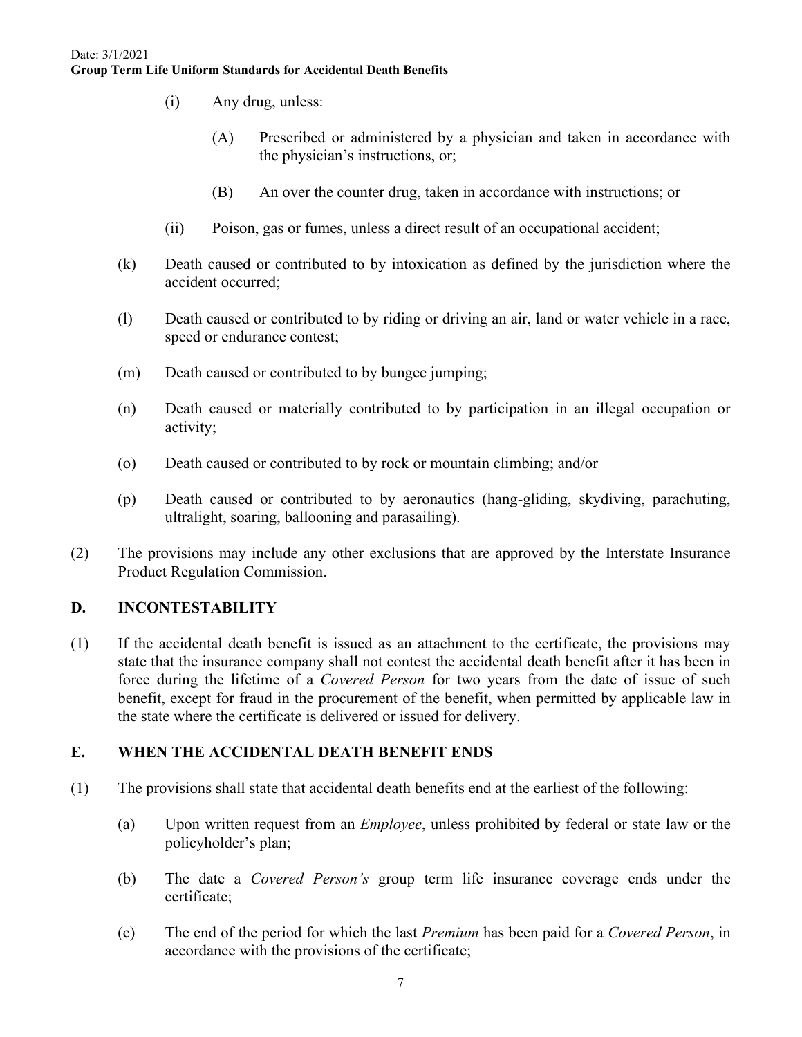(i) Any drug, unless:

(A) Prescribed or administered by a physician and taken in accordance with the physician's instructions, or;

(B) An over the counter drug, taken in accordance with instructions; or

(ii) Poison, gas or fumes, unless a direct result of an occupational accident;

(k) Death caused or contributed to by intoxication as defined by the jurisdiction where the accident occurred;

(l) Death caused or contributed to by riding or driving an air, land or water vehicle in a race, speed or endurance contest;

(m) Death caused or contributed to by bungee jumping;

(n) Death caused or materially contributed to by participation in an illegal occupation or activity;

(o) Death caused or contributed to by rock or mountain climbing; and/or

(p) Death caused or contributed to by aeronautics (hang-gliding, skydiving, parachuting, ultralight, soaring, ballooning and parasailing).

(2) The provisions may include any other exclusions that are approved by the Interstate Insurance Product Regulation Commission.

## D. INCONTESTABILITY

(1) If the accidental death benefit is issued as an attachment to the certificate, the provisions may state that the insurance company shall not contest the accidental death benefit after it has been in force during the lifetime of a *Covered Person* for two years from the date of issue of such benefit, except for fraud in the procurement of the benefit, when permitted by applicable law in the state where the certificate is delivered or issued for delivery.

## E. WHEN THE ACCIDENTAL DEATH BENEFIT ENDS

(1) The provisions shall state that accidental death benefits end at the earliest of the following:

(a) Upon written request from an *Employee*, unless prohibited by federal or state law or the policyholder's plan;

(b) The date a *Covered Person's* group term life insurance coverage ends under the certificate;

(c) The end of the period for which the last *Premium* has been paid for a *Covered Person*, in accordance with the provisions of the certificate;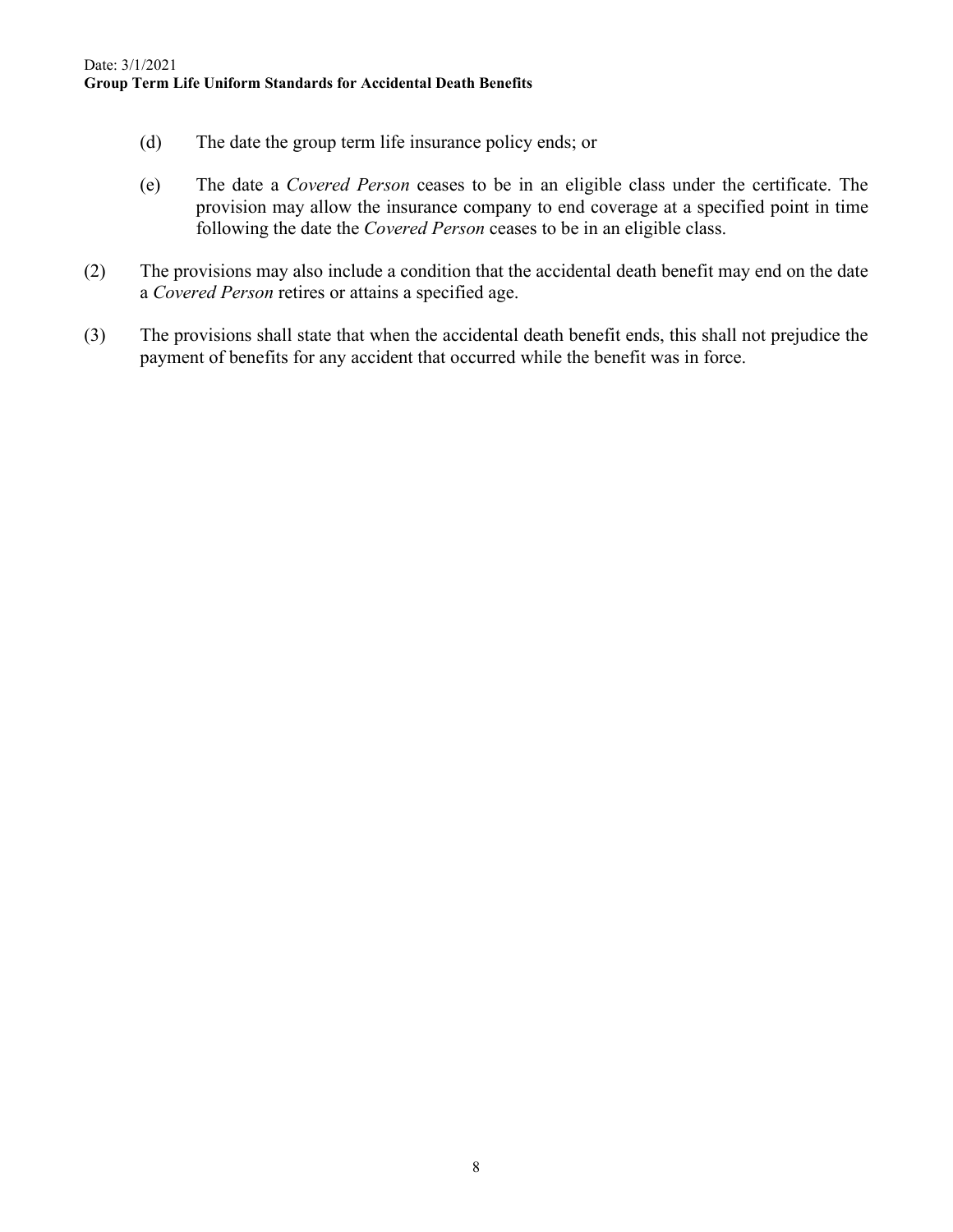(d) The date the group term life insurance policy ends; or

(e) The date a *Covered Person* ceases to be in an eligible class under the certificate. The provision may allow the insurance company to end coverage at a specified point in time following the date the *Covered Person* ceases to be in an eligible class.

(2) The provisions may also include a condition that the accidental death benefit may end on the date a *Covered Person* retires or attains a specified age.

(3) The provisions shall state that when the accidental death benefit ends, this shall not prejudice the payment of benefits for any accident that occurred while the benefit was in force.